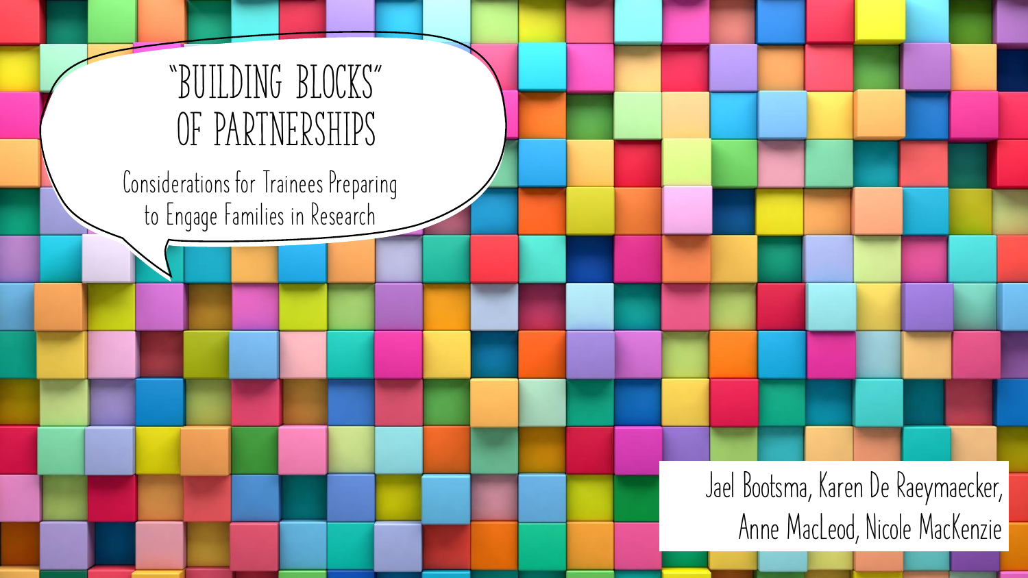# "BUILDING BLOCKS" OF PARTNERSHIPS

## Considerations for Trainees Preparing to Engage Families in Research

Jael Bootsma, Karen De Raeymaecker, Anne MacLeod, Nicole MacKenzie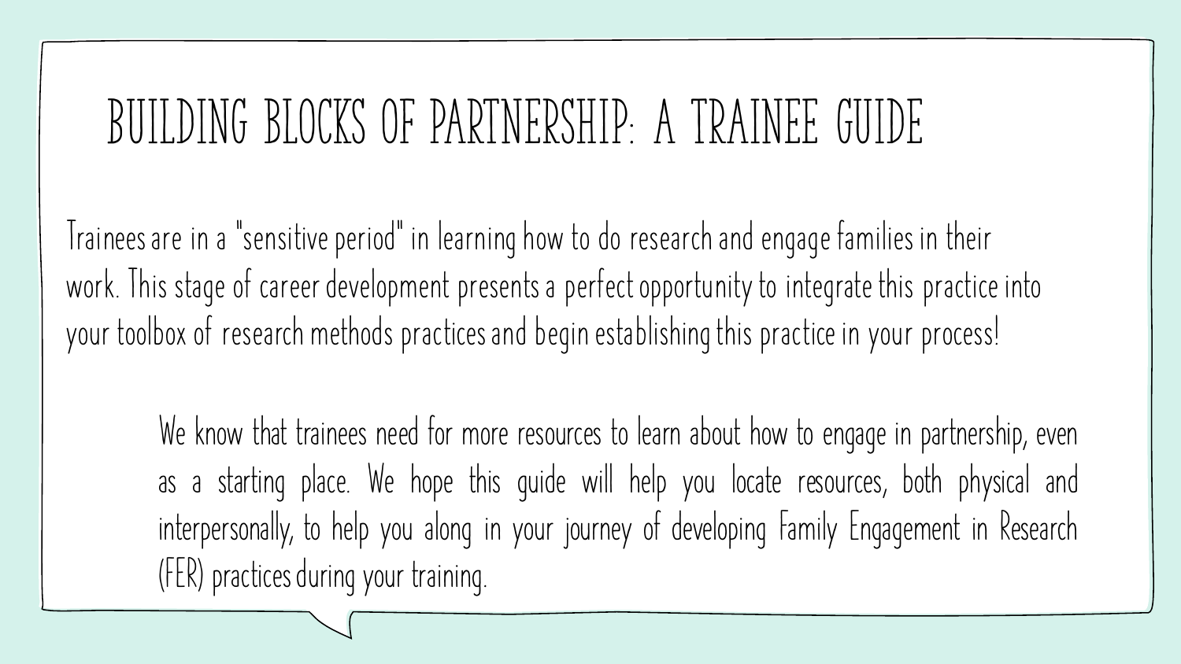# BUILDING BLOCKS OF PARTNERSHIP: A TRAINEE GUIDE

Trainees are in a "sensitive period" in learning how to do research and engage families in their work. This stage of career development presents a perfect opportunity to integrate this practice into your toolbox of research methods practices and begin establishing this practice in your process!

We know that trainees need for more resources to learn about how to engage in partnership, even as a starting place. We hope this guide will help you locate resources, both physical and interpersonally, to help you along in your journey of developing Family Engagement in Research (FER) practices during your training.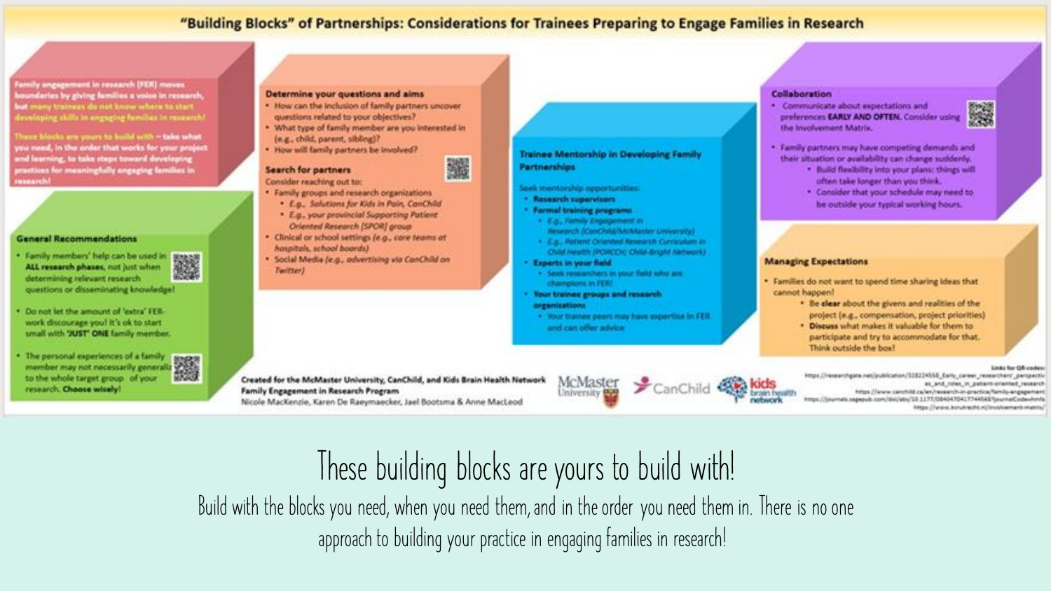# "Building Blocks" of Partnerships: Considerations for Trainees Preparing to Engage Families in Research

**Family engagement in research (FER) moves boundaries by giving families a voice in research, but many trainees do not know where to start developing skills in engaging families in research!**

**These blocks are yours to build with – take what you need, in the order that works for your project and learning, to take steps toward developing practices for meaningfully engaging families in research!**

### General Recommendations

- Family members' help can be used in **ALL research phases**, not just when determining relevant research questions or disseminating knowledge!
- Do not let the amount of 'extra' FER-work discourage you! It's ok to start small with **'JUST' ONE** family member.
- The personal experiences of a family member may not necessarily generalize to the whole target group of your research. **Choose wisely!**

### Determine your questions and aims

- How can the inclusion of family partners uncover questions related to your objectives?
- What type of family member are you interested in (e.g., child, parent, sibling)?
- How will family partners be involved?

### Search for partners

Consider reaching out to:

- Family groups and research organizations
  - *E.g., Solutions for Kids in Pain, CanChild*
  - *E.g., your provincial Supporting Patient Oriented Research (SPOR) group*
- Clinical or school settings *(e.g., care teams at hospitals, school boards)*
- Social Media *(e.g., advertising via CanChild on Twitter)*

### Trainee Mentorship in Developing Family Partnerships

Seek mentorship opportunities:

- **Research supervisors**
- **Formal training programs**
  - *E.g., Family Engagement in Research (CanChild/McMaster University)*
  - *E.g., Patient Oriented Research Curriculum in Child Health (PORCCH; Child-Bright Network)*
- **Experts in your field**
  - Seek researchers in your field who are champions in FER!
- **Your trainee groups and research organizations**
  - Your trainee peers may have expertise in FER and can offer advice

### Collaboration

- Communicate about expectations and preferences **EARLY AND OFTEN.** Consider using the Involvement Matrix.
- Family partners may have competing demands and their situation or availability can change suddenly.
  - Build flexibility into your plans: things will often take longer than you think.
  - Consider that your schedule may need to be outside your typical working hours.

### Managing Expectations

- Families do not want to spend time sharing ideas that cannot happen!
  - Be **clear** about the givens and realities of the project (e.g., compensation, project priorities)
  - **Discuss** what makes it valuable for them to participate and try to accommodate for that. Think outside the box!

**Created for the McMaster University, CanChild, and Kids Brain Health Network Family Engagement in Research Program**
Nicole MacKenzie, Karen De Raeymaecker, Jael Bootsma & Anne MacLeod

McMaster University | CanChild | kids brain health network

Links for QR-codes:
https://researchgate.net/publication/328224558_Early_career_researchers'_perspectives_and_roles_in_patient-oriented_research
https://www.canchild.ca/en/research-in-practice/family-engagement
https://journals.sagepub.com/doi/abs/10.1177/0840470417744568?journalCode=hmfa
https://www.kcrutrecht.nl/involvement-matrix/

# These building blocks are yours to build with!

Build with the blocks you need, when you need them, and in the order you need them in. There is no one approach to building your practice in engaging families in research!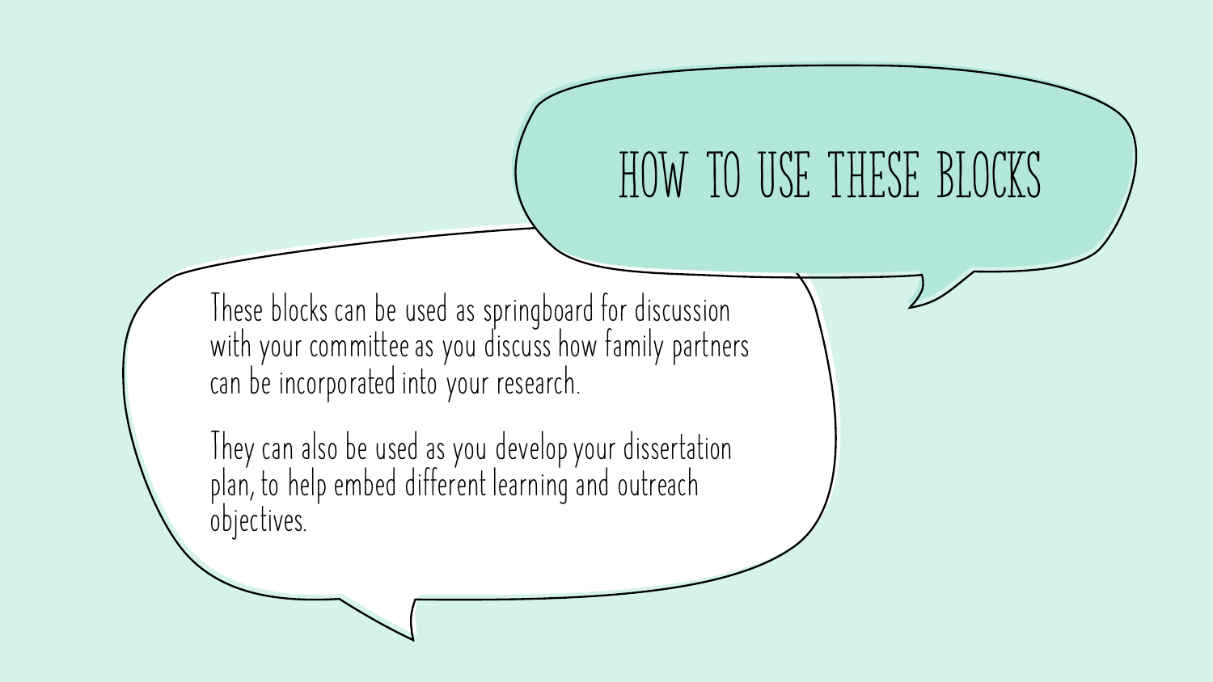# HOW TO USE THESE BLOCKS

These blocks can be used as springboard for discussion with your committee as you discuss how family partners can be incorporated into your research.

They can also be used as you develop your dissertation plan, to help embed different learning and outreach objectives.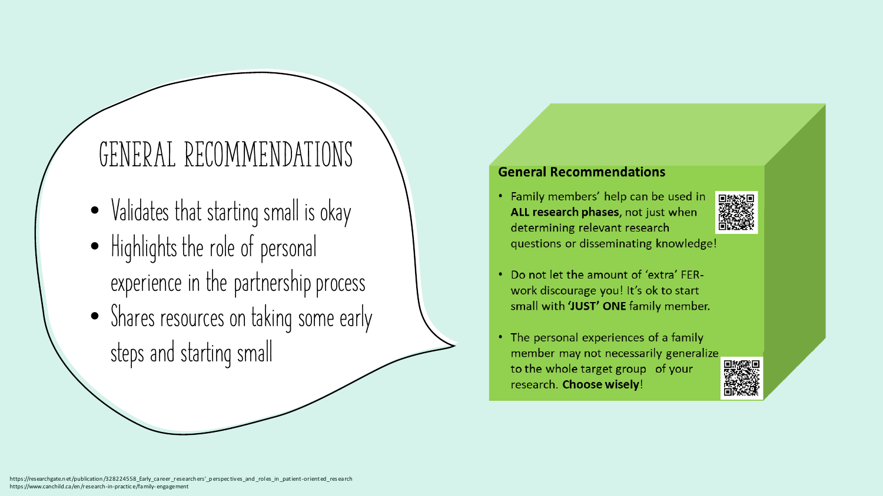# GENERAL RECOMMENDATIONS

- Validates that starting small is okay
- Highlights the role of personal experience in the partnership process
- Shares resources on taking some early steps and starting small

**General Recommendations**

- Family members' help can be used in **ALL research phases,** not just when determining relevant research questions or disseminating knowledge!
- Do not let the amount of 'extra' FER-work discourage you! It's ok to start small with **'JUST' ONE** family member.
- The personal experiences of a family member may not necessarily generalize to the whole target group of your research. **Choose wisely**!

https://researchgate.net/publication/328224558_Early_career_researchers'_perspectives_and_roles_in_patient-oriented_research
https://www.canchild.ca/en/research-in-practice/family-engagement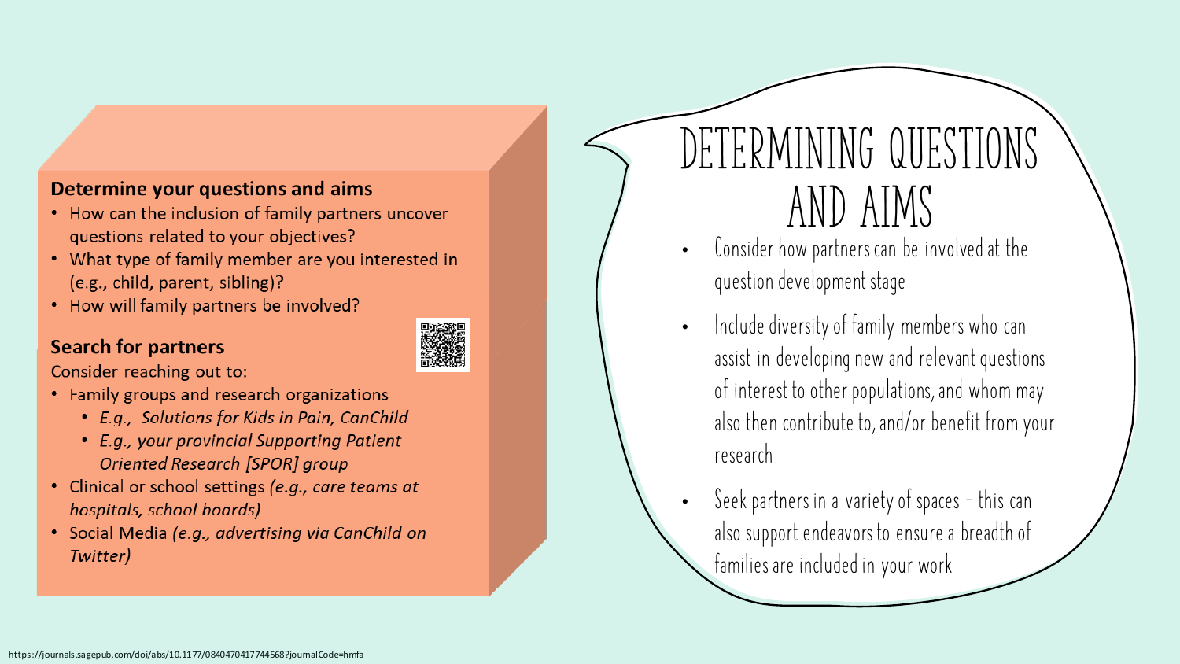# DETERMINING QUESTIONS AND AIMS

- Consider how partners can be involved at the question development stage
- Include diversity of family members who can assist in developing new and relevant questions of interest to other populations, and whom may also then contribute to, and/or benefit from your research
- Seek partners in a variety of spaces - this can also support endeavors to ensure a breadth of families are included in your work

**Determine your questions and aims**

- How can the inclusion of family partners uncover questions related to your objectives?
- What type of family member are you interested in (e.g., child, parent, sibling)?
- How will family partners be involved?

**Search for partners**

Consider reaching out to:

- Family groups and research organizations
  - *E.g., Solutions for Kids in Pain, CanChild*
  - *E.g., your provincial Supporting Patient Oriented Research [SPOR] group*
- Clinical or school settings *(e.g., care teams at hospitals, school boards)*
- Social Media *(e.g., advertising via CanChild on Twitter)*

https://journals.sagepub.com/doi/abs/10.1177/0840470417744568?journalCode=hmfa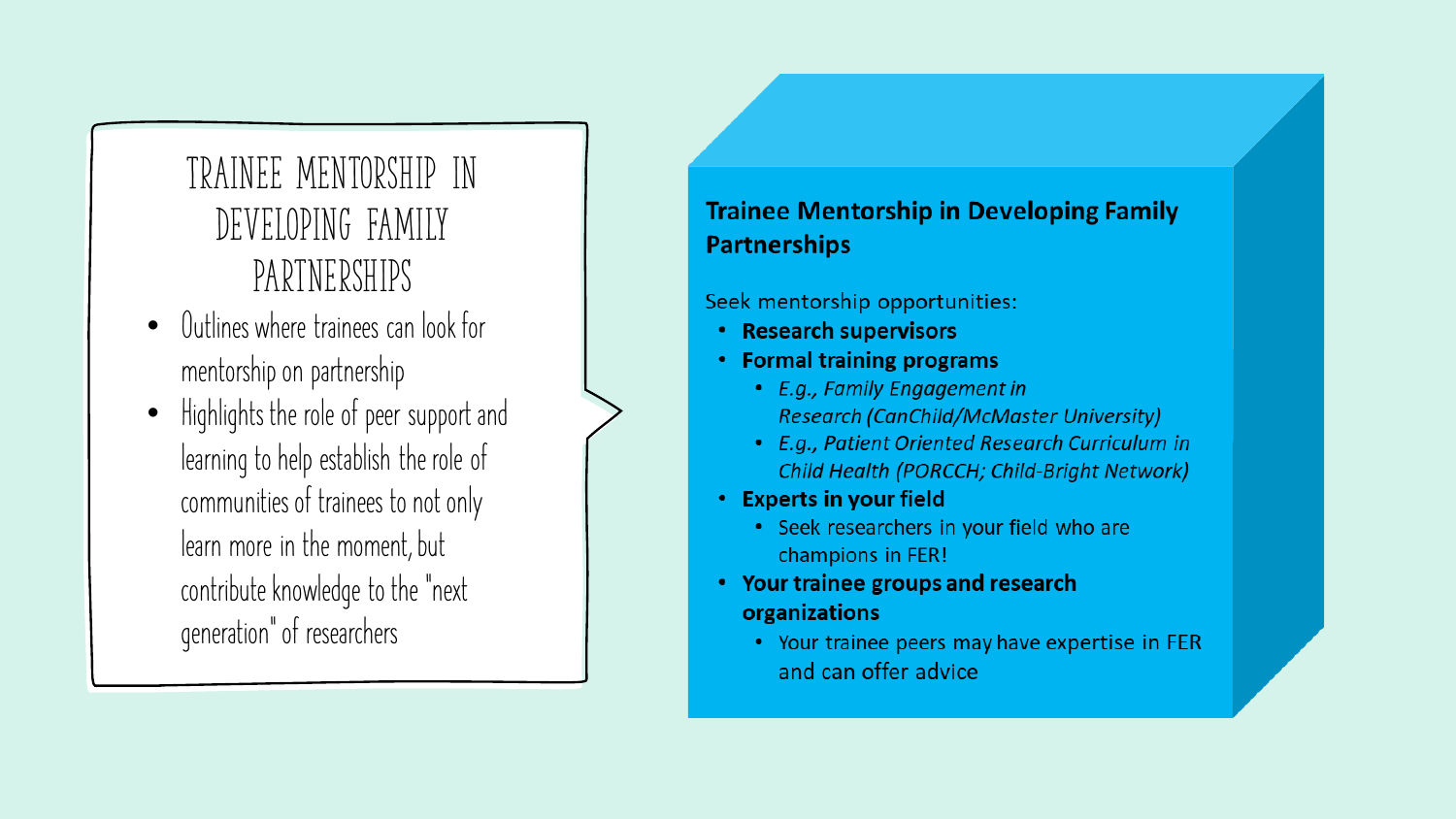# Trainee Mentorship in Developing Family Partnerships

- Outlines where trainees can look for mentorship on partnership
- Highlights the role of peer support and learning to help establish the role of communities of trainees to not only learn more in the moment, but contribute knowledge to the "next generation" of researchers

## Trainee Mentorship in Developing Family Partnerships

Seek mentorship opportunities:

- **Research supervisors**
- **Formal training programs**
  - *E.g., Family Engagement in Research (CanChild/McMaster University)*
  - *E.g., Patient Oriented Research Curriculum in Child Health (PORCCH; Child-Bright Network)*
- **Experts in your field**
  - Seek researchers in your field who are champions in FER!
- **Your trainee groups and research organizations**
  - Your trainee peers may have expertise in FER and can offer advice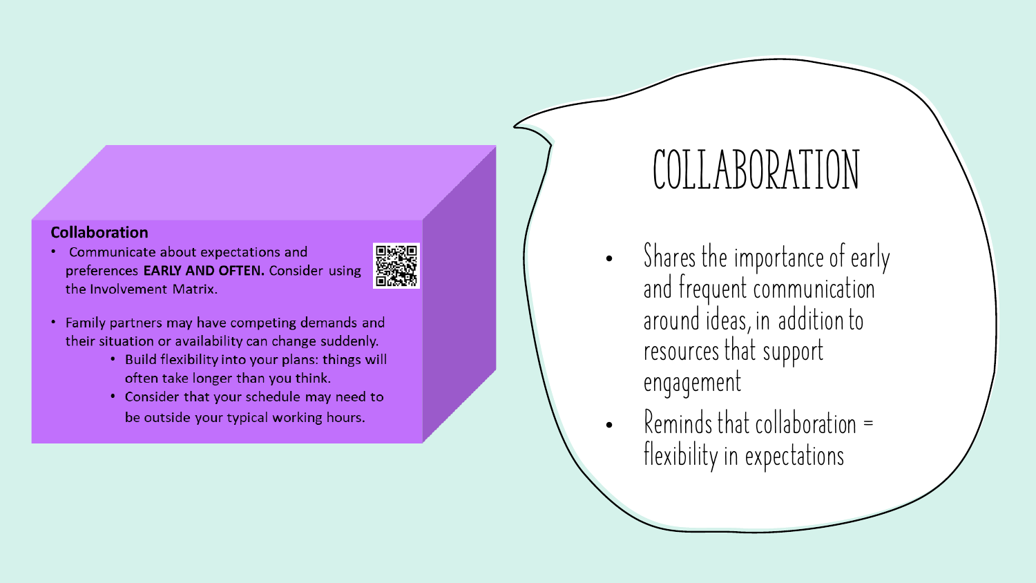## Collaboration

- Communicate about expectations and preferences **EARLY AND OFTEN.** Consider using the Involvement Matrix.
- Family partners may have competing demands and their situation or availability can change suddenly.
  - Build flexibility into your plans: things will often take longer than you think.
  - Consider that your schedule may need to be outside your typical working hours.

# COLLABORATION

- Shares the importance of early and frequent communication around ideas, in addition to resources that support engagement
- Reminds that collaboration = flexibility in expectations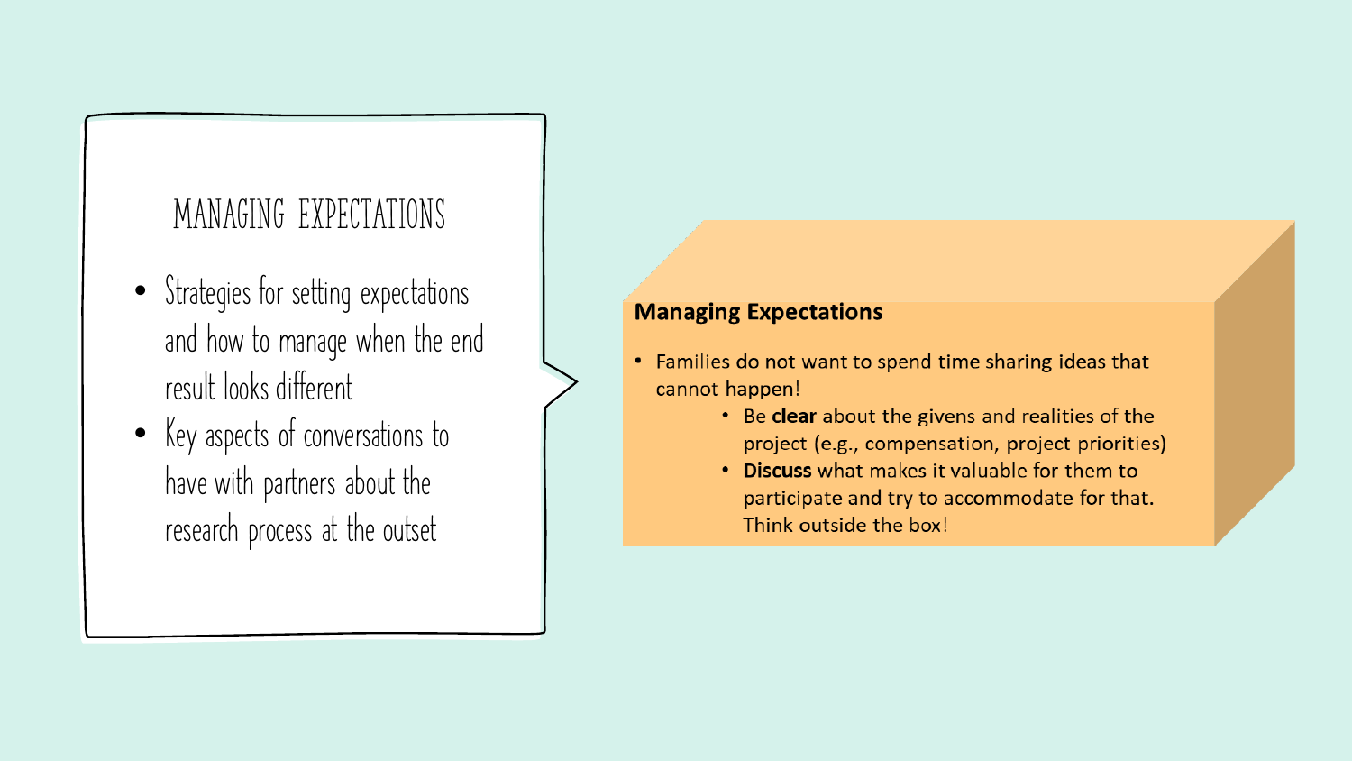## MANAGING EXPECTATIONS

- Strategies for setting expectations and how to manage when the end result looks different
- Key aspects of conversations to have with partners about the research process at the outset

### Managing Expectations

- Families do not want to spend time sharing ideas that cannot happen!
  - Be **clear** about the givens and realities of the project (e.g., compensation, project priorities)
  - **Discuss** what makes it valuable for them to participate and try to accommodate for that. Think outside the box!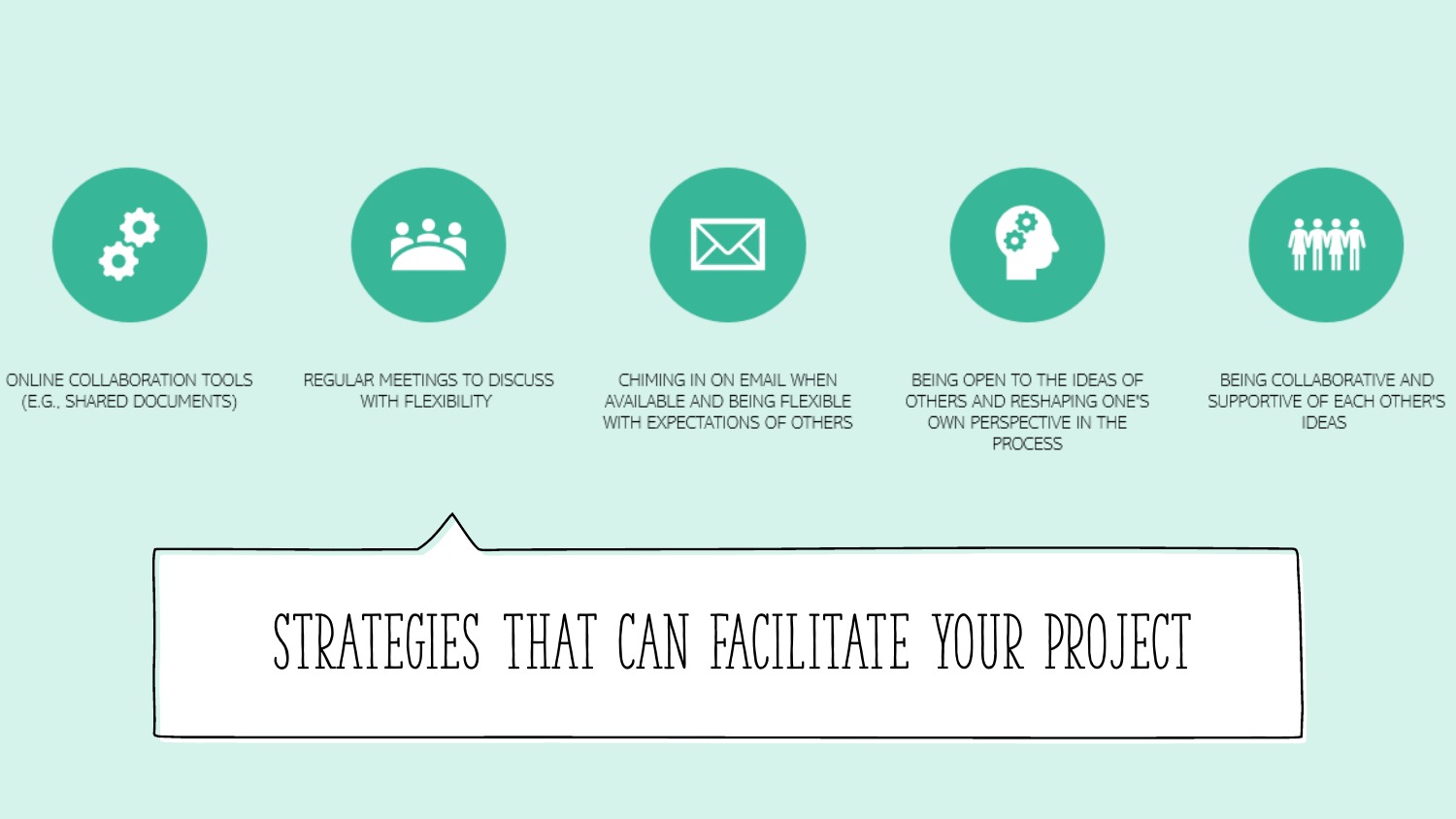ONLINE COLLABORATION TOOLS (E.G., SHARED DOCUMENTS)

REGULAR MEETINGS TO DISCUSS WITH FLEXIBILITY

CHIMING IN ON EMAIL WHEN AVAILABLE AND BEING FLEXIBLE WITH EXPECTATIONS OF OTHERS

BEING OPEN TO THE IDEAS OF OTHERS AND RESHAPING ONE'S OWN PERSPECTIVE IN THE PROCESS

BEING COLLABORATIVE AND SUPPORTIVE OF EACH OTHER'S IDEAS

# STRATEGIES THAT CAN FACILITATE YOUR PROJECT